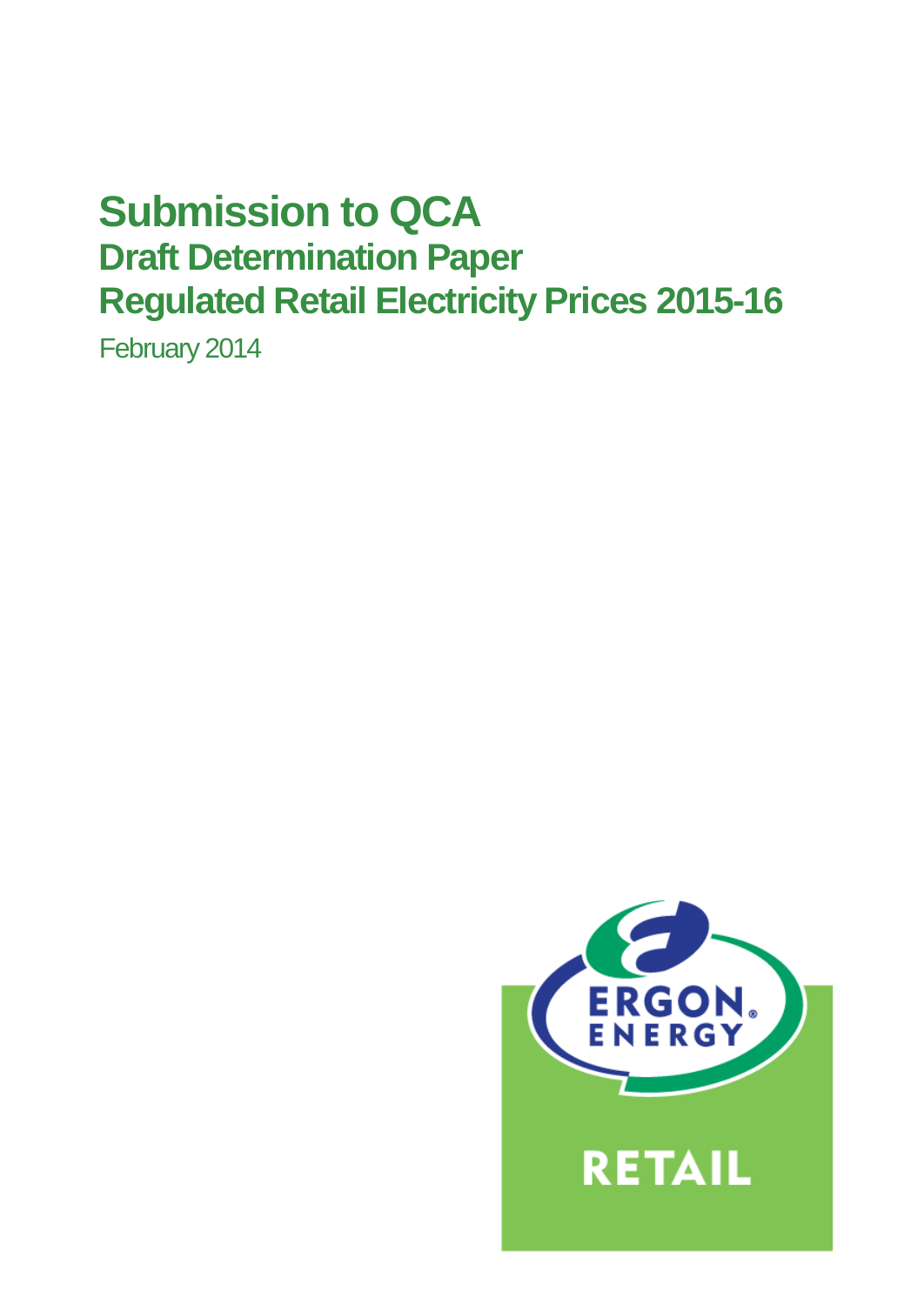# Submission to QCA

## Draft Determination Paper

## Regulated Retail Electricity Prices 2015-16

February 2014

ERGON ENERGY

RETAIL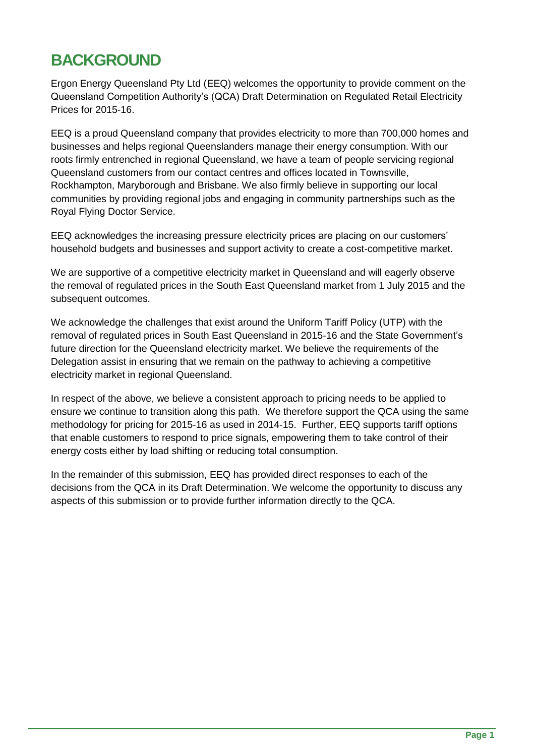# BACKGROUND

Ergon Energy Queensland Pty Ltd (EEQ) welcomes the opportunity to provide comment on the Queensland Competition Authority's (QCA) Draft Determination on Regulated Retail Electricity Prices for 2015-16.

EEQ is a proud Queensland company that provides electricity to more than 700,000 homes and businesses and helps regional Queenslanders manage their energy consumption. With our roots firmly entrenched in regional Queensland, we have a team of people servicing regional Queensland customers from our contact centres and offices located in Townsville, Rockhampton, Maryborough and Brisbane. We also firmly believe in supporting our local communities by providing regional jobs and engaging in community partnerships such as the Royal Flying Doctor Service.

EEQ acknowledges the increasing pressure electricity prices are placing on our customers' household budgets and businesses and support activity to create a cost-competitive market.

We are supportive of a competitive electricity market in Queensland and will eagerly observe the removal of regulated prices in the South East Queensland market from 1 July 2015 and the subsequent outcomes.

We acknowledge the challenges that exist around the Uniform Tariff Policy (UTP) with the removal of regulated prices in South East Queensland in 2015-16 and the State Government's future direction for the Queensland electricity market. We believe the requirements of the Delegation assist in ensuring that we remain on the pathway to achieving a competitive electricity market in regional Queensland.

In respect of the above, we believe a consistent approach to pricing needs to be applied to ensure we continue to transition along this path. We therefore support the QCA using the same methodology for pricing for 2015-16 as used in 2014-15. Further, EEQ supports tariff options that enable customers to respond to price signals, empowering them to take control of their energy costs either by load shifting or reducing total consumption.

In the remainder of this submission, EEQ has provided direct responses to each of the decisions from the QCA in its Draft Determination. We welcome the opportunity to discuss any aspects of this submission or to provide further information directly to the QCA.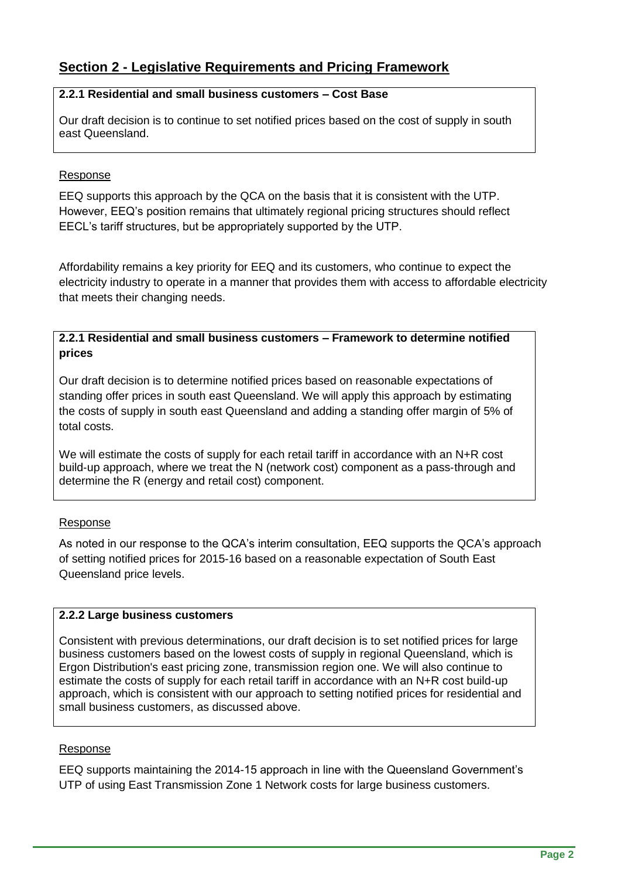## Section 2 - Legislative Requirements and Pricing Framework

**2.2.1 Residential and small business customers – Cost Base**

Our draft decision is to continue to set notified prices based on the cost of supply in south east Queensland.

Response

EEQ supports this approach by the QCA on the basis that it is consistent with the UTP. However, EEQ's position remains that ultimately regional pricing structures should reflect EECL's tariff structures, but be appropriately supported by the UTP.

Affordability remains a key priority for EEQ and its customers, who continue to expect the electricity industry to operate in a manner that provides them with access to affordable electricity that meets their changing needs.

**2.2.1 Residential and small business customers – Framework to determine notified prices**

Our draft decision is to determine notified prices based on reasonable expectations of standing offer prices in south east Queensland. We will apply this approach by estimating the costs of supply in south east Queensland and adding a standing offer margin of 5% of total costs.

We will estimate the costs of supply for each retail tariff in accordance with an N+R cost build-up approach, where we treat the N (network cost) component as a pass-through and determine the R (energy and retail cost) component.

Response

As noted in our response to the QCA's interim consultation, EEQ supports the QCA's approach of setting notified prices for 2015-16 based on a reasonable expectation of South East Queensland price levels.

**2.2.2 Large business customers**

Consistent with previous determinations, our draft decision is to set notified prices for large business customers based on the lowest costs of supply in regional Queensland, which is Ergon Distribution's east pricing zone, transmission region one. We will also continue to estimate the costs of supply for each retail tariff in accordance with an N+R cost build-up approach, which is consistent with our approach to setting notified prices for residential and small business customers, as discussed above.

Response

EEQ supports maintaining the 2014-15 approach in line with the Queensland Government's UTP of using East Transmission Zone 1 Network costs for large business customers.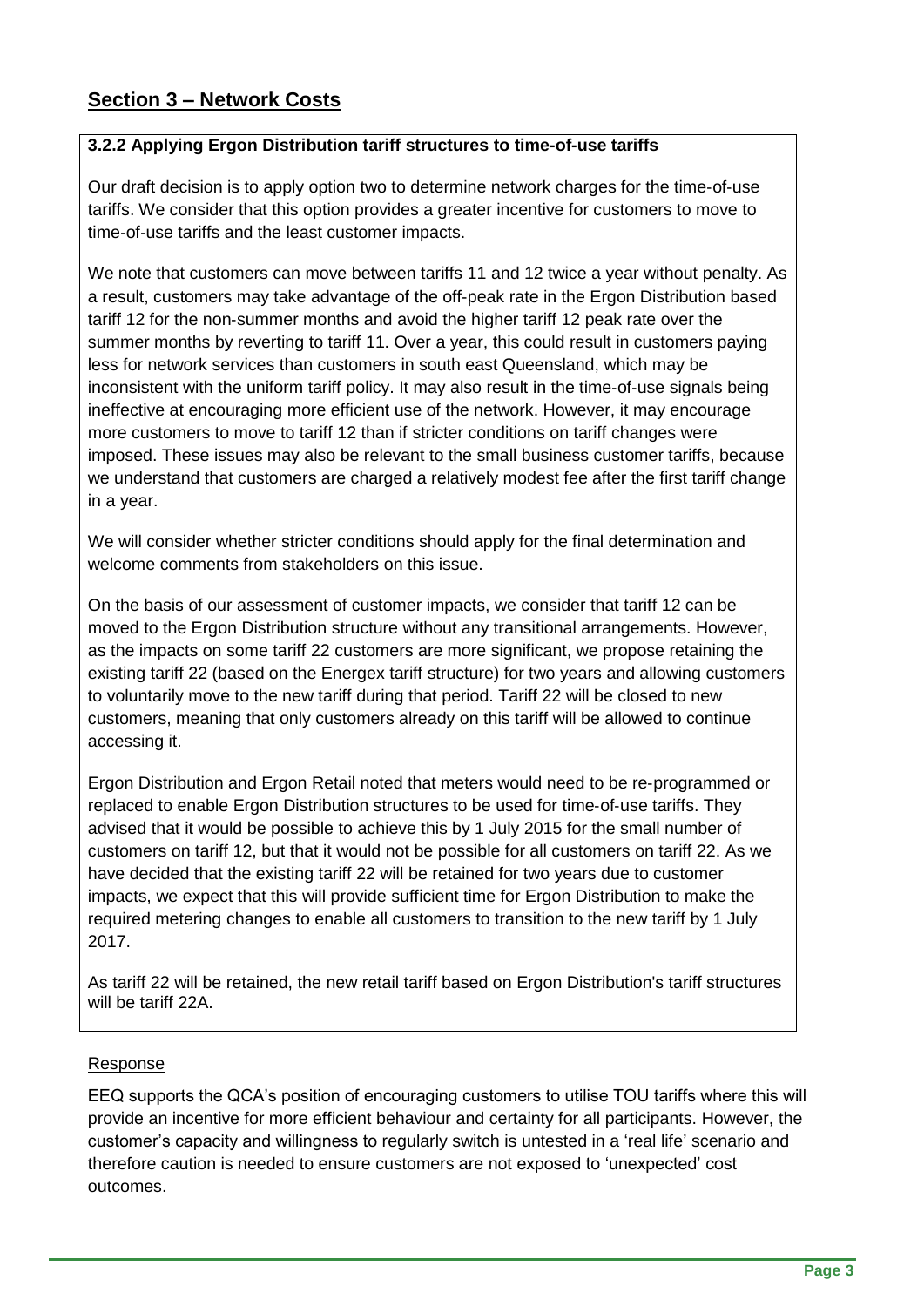## Section 3 – Network Costs

**3.2.2 Applying Ergon Distribution tariff structures to time-of-use tariffs**

Our draft decision is to apply option two to determine network charges for the time-of-use tariffs. We consider that this option provides a greater incentive for customers to move to time-of-use tariffs and the least customer impacts.

We note that customers can move between tariffs 11 and 12 twice a year without penalty. As a result, customers may take advantage of the off-peak rate in the Ergon Distribution based tariff 12 for the non-summer months and avoid the higher tariff 12 peak rate over the summer months by reverting to tariff 11. Over a year, this could result in customers paying less for network services than customers in south east Queensland, which may be inconsistent with the uniform tariff policy. It may also result in the time-of-use signals being ineffective at encouraging more efficient use of the network. However, it may encourage more customers to move to tariff 12 than if stricter conditions on tariff changes were imposed. These issues may also be relevant to the small business customer tariffs, because we understand that customers are charged a relatively modest fee after the first tariff change in a year.

We will consider whether stricter conditions should apply for the final determination and welcome comments from stakeholders on this issue.

On the basis of our assessment of customer impacts, we consider that tariff 12 can be moved to the Ergon Distribution structure without any transitional arrangements. However, as the impacts on some tariff 22 customers are more significant, we propose retaining the existing tariff 22 (based on the Energex tariff structure) for two years and allowing customers to voluntarily move to the new tariff during that period. Tariff 22 will be closed to new customers, meaning that only customers already on this tariff will be allowed to continue accessing it.

Ergon Distribution and Ergon Retail noted that meters would need to be re-programmed or replaced to enable Ergon Distribution structures to be used for time-of-use tariffs. They advised that it would be possible to achieve this by 1 July 2015 for the small number of customers on tariff 12, but that it would not be possible for all customers on tariff 22. As we have decided that the existing tariff 22 will be retained for two years due to customer impacts, we expect that this will provide sufficient time for Ergon Distribution to make the required metering changes to enable all customers to transition to the new tariff by 1 July 2017.

As tariff 22 will be retained, the new retail tariff based on Ergon Distribution's tariff structures will be tariff 22A.

Response

EEQ supports the QCA's position of encouraging customers to utilise TOU tariffs where this will provide an incentive for more efficient behaviour and certainty for all participants. However, the customer's capacity and willingness to regularly switch is untested in a 'real life' scenario and therefore caution is needed to ensure customers are not exposed to 'unexpected' cost outcomes.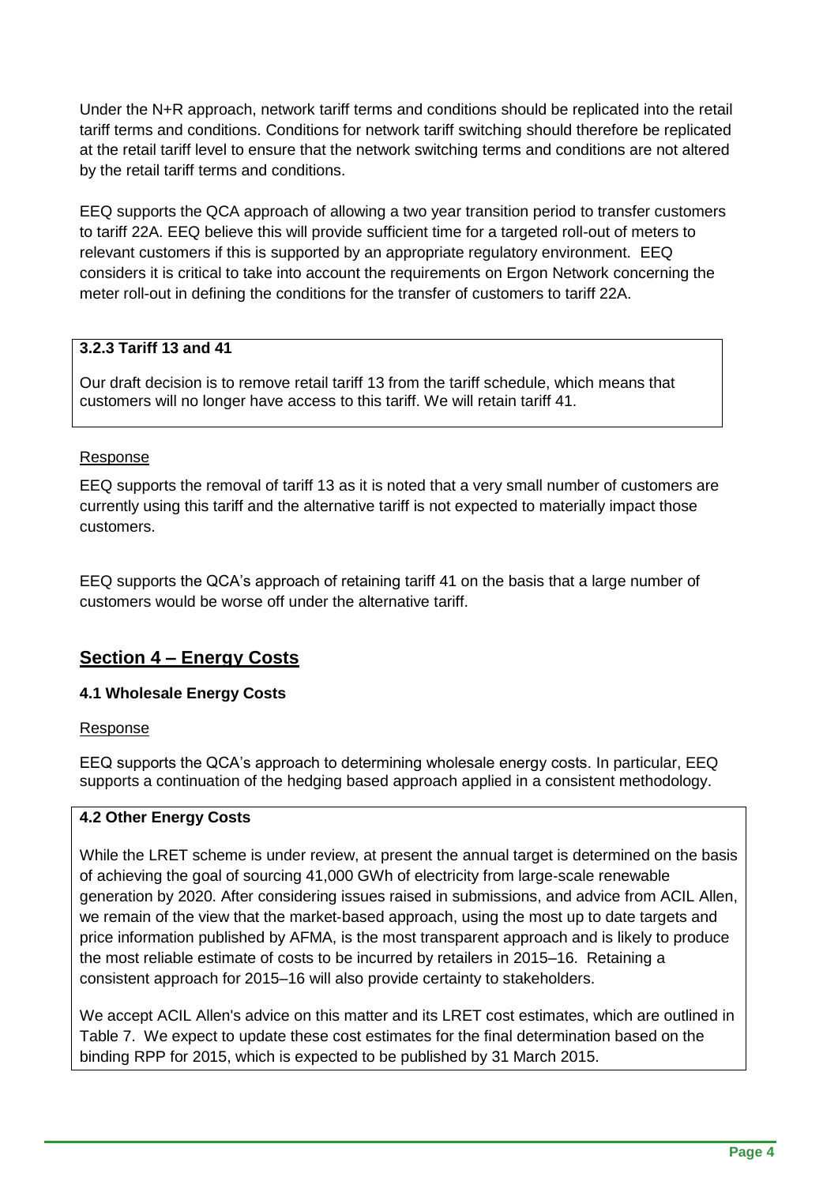Under the N+R approach, network tariff terms and conditions should be replicated into the retail tariff terms and conditions. Conditions for network tariff switching should therefore be replicated at the retail tariff level to ensure that the network switching terms and conditions are not altered by the retail tariff terms and conditions.

EEQ supports the QCA approach of allowing a two year transition period to transfer customers to tariff 22A. EEQ believe this will provide sufficient time for a targeted roll-out of meters to relevant customers if this is supported by an appropriate regulatory environment. EEQ considers it is critical to take into account the requirements on Ergon Network concerning the meter roll-out in defining the conditions for the transfer of customers to tariff 22A.

**3.2.3 Tariff 13 and 41**

Our draft decision is to remove retail tariff 13 from the tariff schedule, which means that customers will no longer have access to this tariff. We will retain tariff 41.

Response

EEQ supports the removal of tariff 13 as it is noted that a very small number of customers are currently using this tariff and the alternative tariff is not expected to materially impact those customers.

EEQ supports the QCA's approach of retaining tariff 41 on the basis that a large number of customers would be worse off under the alternative tariff.

## Section 4 – Energy Costs

### 4.1 Wholesale Energy Costs

Response

EEQ supports the QCA's approach to determining wholesale energy costs. In particular, EEQ supports a continuation of the hedging based approach applied in a consistent methodology.

**4.2 Other Energy Costs**

While the LRET scheme is under review, at present the annual target is determined on the basis of achieving the goal of sourcing 41,000 GWh of electricity from large-scale renewable generation by 2020. After considering issues raised in submissions, and advice from ACIL Allen, we remain of the view that the market-based approach, using the most up to date targets and price information published by AFMA, is the most transparent approach and is likely to produce the most reliable estimate of costs to be incurred by retailers in 2015–16. Retaining a consistent approach for 2015–16 will also provide certainty to stakeholders.

We accept ACIL Allen's advice on this matter and its LRET cost estimates, which are outlined in Table 7. We expect to update these cost estimates for the final determination based on the binding RPP for 2015, which is expected to be published by 31 March 2015.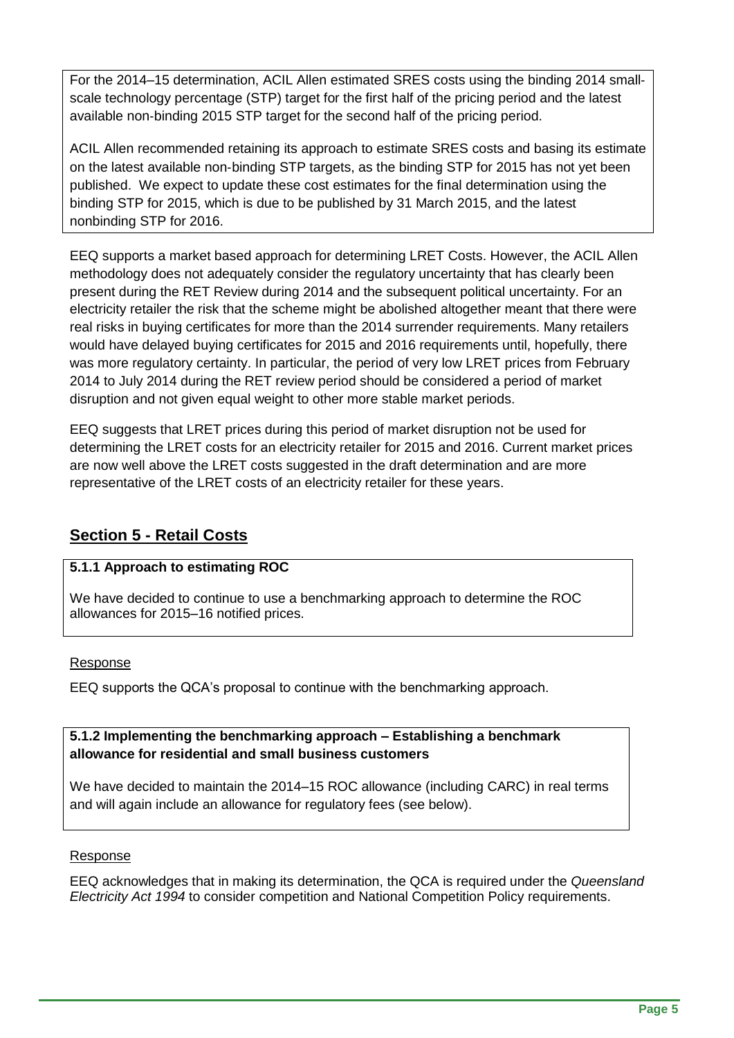For the 2014–15 determination, ACIL Allen estimated SRES costs using the binding 2014 small-scale technology percentage (STP) target for the first half of the pricing period and the latest available non-binding 2015 STP target for the second half of the pricing period.

ACIL Allen recommended retaining its approach to estimate SRES costs and basing its estimate on the latest available non-binding STP targets, as the binding STP for 2015 has not yet been published. We expect to update these cost estimates for the final determination using the binding STP for 2015, which is due to be published by 31 March 2015, and the latest nonbinding STP for 2016.

EEQ supports a market based approach for determining LRET Costs. However, the ACIL Allen methodology does not adequately consider the regulatory uncertainty that has clearly been present during the RET Review during 2014 and the subsequent political uncertainty. For an electricity retailer the risk that the scheme might be abolished altogether meant that there were real risks in buying certificates for more than the 2014 surrender requirements. Many retailers would have delayed buying certificates for 2015 and 2016 requirements until, hopefully, there was more regulatory certainty. In particular, the period of very low LRET prices from February 2014 to July 2014 during the RET review period should be considered a period of market disruption and not given equal weight to other more stable market periods.

EEQ suggests that LRET prices during this period of market disruption not be used for determining the LRET costs for an electricity retailer for 2015 and 2016. Current market prices are now well above the LRET costs suggested in the draft determination and are more representative of the LRET costs of an electricity retailer for these years.

## Section 5 - Retail Costs

**5.1.1 Approach to estimating ROC**

We have decided to continue to use a benchmarking approach to determine the ROC allowances for 2015–16 notified prices.

Response

EEQ supports the QCA's proposal to continue with the benchmarking approach.

**5.1.2 Implementing the benchmarking approach – Establishing a benchmark allowance for residential and small business customers**

We have decided to maintain the 2014–15 ROC allowance (including CARC) in real terms and will again include an allowance for regulatory fees (see below).

Response

EEQ acknowledges that in making its determination, the QCA is required under the *Queensland Electricity Act 1994* to consider competition and National Competition Policy requirements.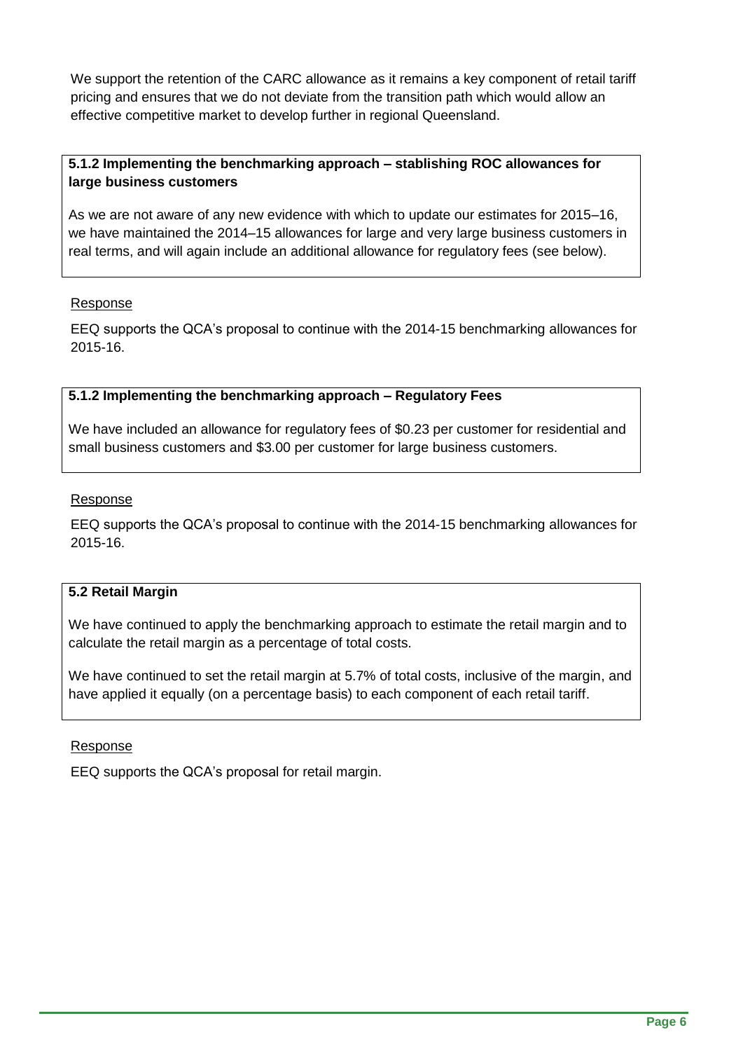We support the retention of the CARC allowance as it remains a key component of retail tariff pricing and ensures that we do not deviate from the transition path which would allow an effective competitive market to develop further in regional Queensland.

**5.1.2 Implementing the benchmarking approach – stablishing ROC allowances for large business customers**

As we are not aware of any new evidence with which to update our estimates for 2015–16, we have maintained the 2014–15 allowances for large and very large business customers in real terms, and will again include an additional allowance for regulatory fees (see below).

Response

EEQ supports the QCA's proposal to continue with the 2014-15 benchmarking allowances for 2015-16.

**5.1.2 Implementing the benchmarking approach – Regulatory Fees**

We have included an allowance for regulatory fees of $0.23 per customer for residential and small business customers and $3.00 per customer for large business customers.

Response

EEQ supports the QCA's proposal to continue with the 2014-15 benchmarking allowances for 2015-16.

**5.2 Retail Margin**

We have continued to apply the benchmarking approach to estimate the retail margin and to calculate the retail margin as a percentage of total costs.

We have continued to set the retail margin at 5.7% of total costs, inclusive of the margin, and have applied it equally (on a percentage basis) to each component of each retail tariff.

Response

EEQ supports the QCA's proposal for retail margin.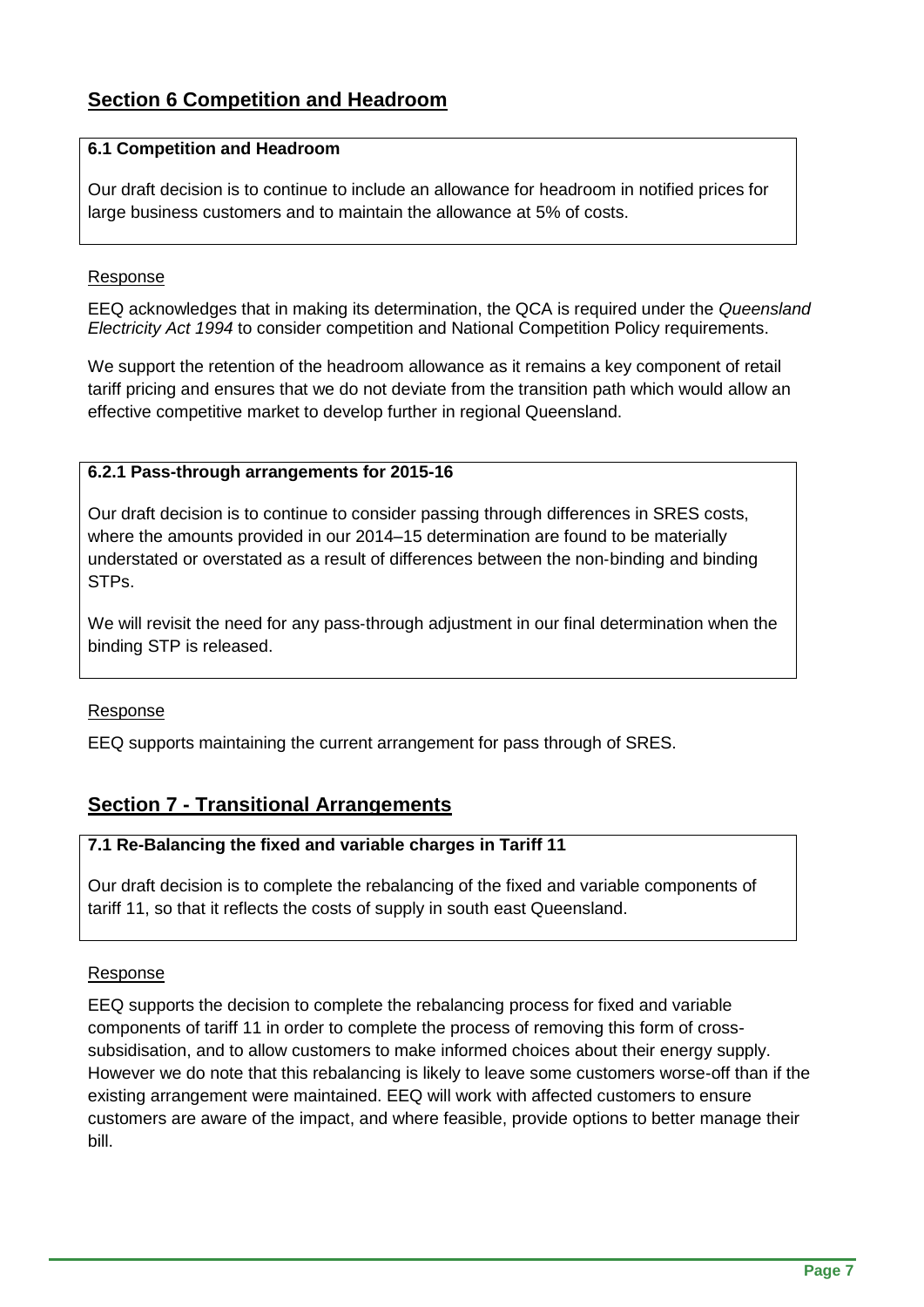## Section 6 Competition and Headroom

**6.1 Competition and Headroom**

Our draft decision is to continue to include an allowance for headroom in notified prices for large business customers and to maintain the allowance at 5% of costs.

Response

EEQ acknowledges that in making its determination, the QCA is required under the *Queensland Electricity Act 1994* to consider competition and National Competition Policy requirements.

We support the retention of the headroom allowance as it remains a key component of retail tariff pricing and ensures that we do not deviate from the transition path which would allow an effective competitive market to develop further in regional Queensland.

**6.2.1 Pass-through arrangements for 2015-16**

Our draft decision is to continue to consider passing through differences in SRES costs, where the amounts provided in our 2014–15 determination are found to be materially understated or overstated as a result of differences between the non-binding and binding STPs.

We will revisit the need for any pass-through adjustment in our final determination when the binding STP is released.

Response

EEQ supports maintaining the current arrangement for pass through of SRES.

## Section 7 - Transitional Arrangements

**7.1 Re-Balancing the fixed and variable charges in Tariff 11**

Our draft decision is to complete the rebalancing of the fixed and variable components of tariff 11, so that it reflects the costs of supply in south east Queensland.

Response

EEQ supports the decision to complete the rebalancing process for fixed and variable components of tariff 11 in order to complete the process of removing this form of cross-subsidisation, and to allow customers to make informed choices about their energy supply. However we do note that this rebalancing is likely to leave some customers worse-off than if the existing arrangement were maintained. EEQ will work with affected customers to ensure customers are aware of the impact, and where feasible, provide options to better manage their bill.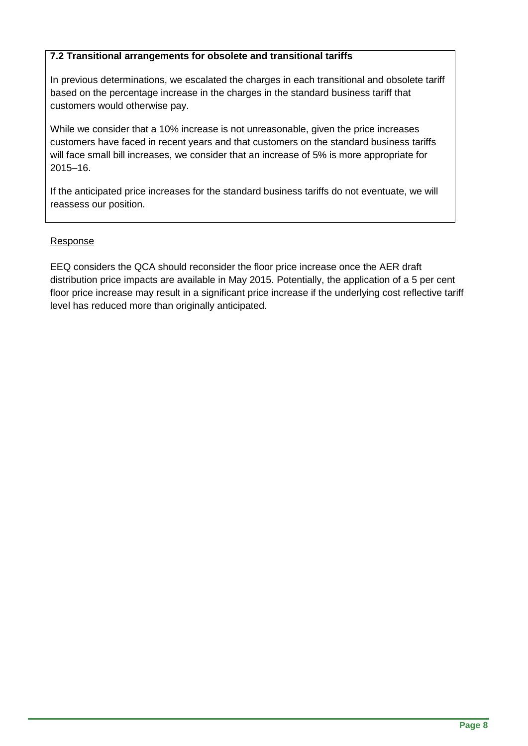**7.2 Transitional arrangements for obsolete and transitional tariffs**

In previous determinations, we escalated the charges in each transitional and obsolete tariff based on the percentage increase in the charges in the standard business tariff that customers would otherwise pay.

While we consider that a 10% increase is not unreasonable, given the price increases customers have faced in recent years and that customers on the standard business tariffs will face small bill increases, we consider that an increase of 5% is more appropriate for 2015–16.

If the anticipated price increases for the standard business tariffs do not eventuate, we will reassess our position.

Response

EEQ considers the QCA should reconsider the floor price increase once the AER draft distribution price impacts are available in May 2015. Potentially, the application of a 5 per cent floor price increase may result in a significant price increase if the underlying cost reflective tariff level has reduced more than originally anticipated.